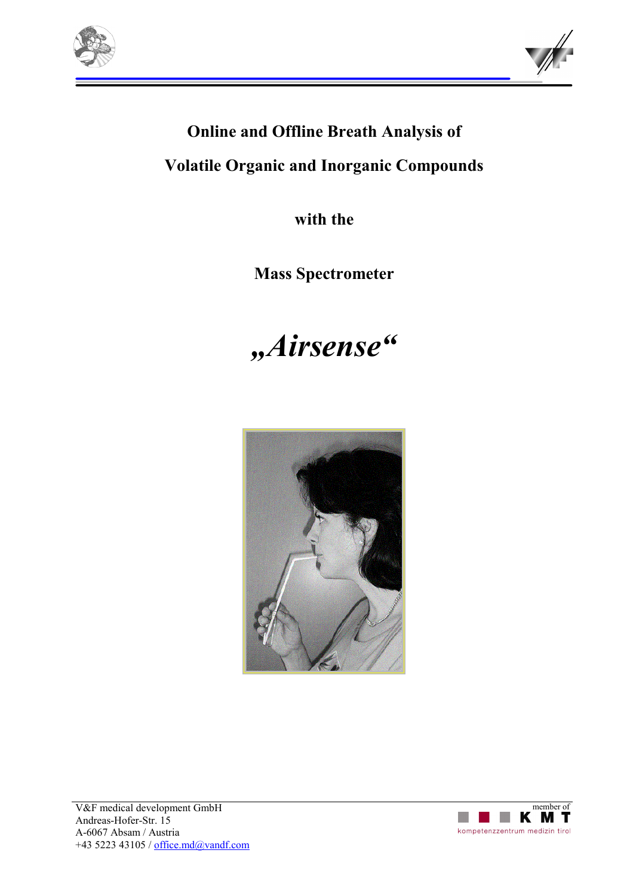# Online and Offline Breath Analysis of

# Volatile Organic and Inorganic Compounds

**with the**

**Mass Spectrometer**

# *„Airsense“*

V&F medical development GmbH
Andreas-Hofer-Str. 15
A-6067 Absam / Austria
+43 5223 43105 / office.md@vandf.com

member of KMT
kompetenzzentrum medizin tirol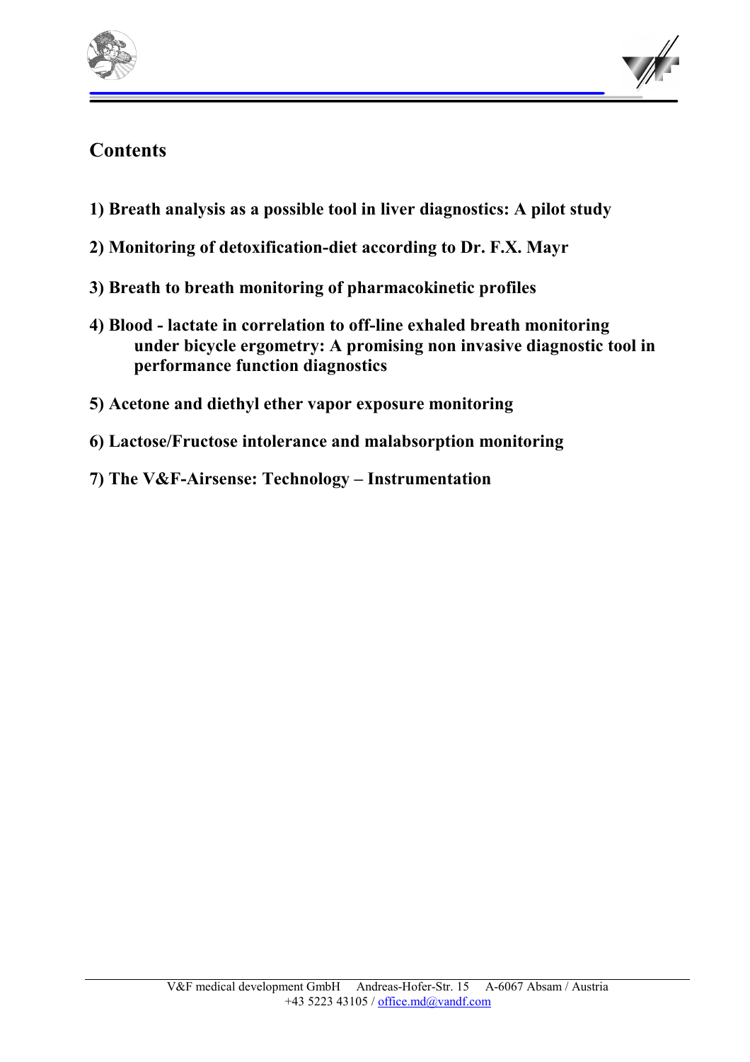## Contents

**1) Breath analysis as a possible tool in liver diagnostics: A pilot study**

**2) Monitoring of detoxification-diet according to Dr. F.X. Mayr**

**3) Breath to breath monitoring of pharmacokinetic profiles**

**4) Blood - lactate in correlation to off-line exhaled breath monitoring under bicycle ergometry: A promising non invasive diagnostic tool in performance function diagnostics**

**5) Acetone and diethyl ether vapor exposure monitoring**

**6) Lactose/Fructose intolerance and malabsorption monitoring**

**7) The V&F-Airsense: Technology – Instrumentation**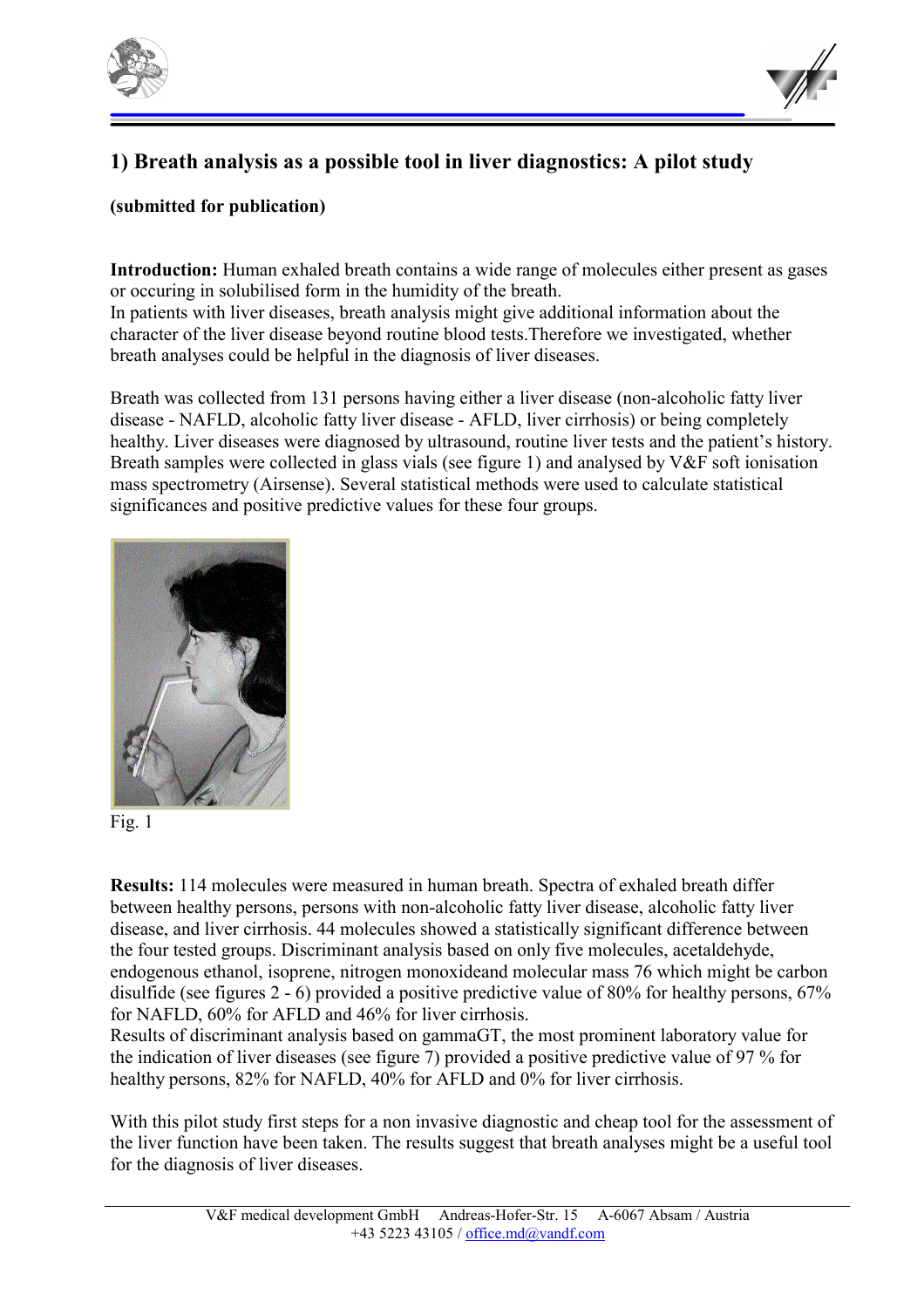## 1) Breath analysis as a possible tool in liver diagnostics: A pilot study

**(submitted for publication)**

**Introduction:** Human exhaled breath contains a wide range of molecules either present as gases or occuring in solubilised form in the humidity of the breath.
In patients with liver diseases, breath analysis might give additional information about the character of the liver disease beyond routine blood tests.Therefore we investigated, whether breath analyses could be helpful in the diagnosis of liver diseases.

Breath was collected from 131 persons having either a liver disease (non-alcoholic fatty liver disease - NAFLD, alcoholic fatty liver disease - AFLD, liver cirrhosis) or being completely healthy. Liver diseases were diagnosed by ultrasound, routine liver tests and the patient's history. Breath samples were collected in glass vials (see figure 1) and analysed by V&F soft ionisation mass spectrometry (Airsense). Several statistical methods were used to calculate statistical significances and positive predictive values for these four groups.

Fig. 1

**Results:** 114 molecules were measured in human breath. Spectra of exhaled breath differ between healthy persons, persons with non-alcoholic fatty liver disease, alcoholic fatty liver disease, and liver cirrhosis. 44 molecules showed a statistically significant difference between the four tested groups. Discriminant analysis based on only five molecules, acetaldehyde, endogenous ethanol, isoprene, nitrogen monoxideand molecular mass 76 which might be carbon disulfide (see figures 2 - 6) provided a positive predictive value of 80% for healthy persons, 67% for NAFLD, 60% for AFLD and 46% for liver cirrhosis.
Results of discriminant analysis based on gammaGT, the most prominent laboratory value for the indication of liver diseases (see figure 7) provided a positive predictive value of 97 % for healthy persons, 82% for NAFLD, 40% for AFLD and 0% for liver cirrhosis.

With this pilot study first steps for a non invasive diagnostic and cheap tool for the assessment of the liver function have been taken. The results suggest that breath analyses might be a useful tool for the diagnosis of liver diseases.

V&F medical development GmbH Andreas-Hofer-Str. 15 A-6067 Absam / Austria
+43 5223 43105 / office.md@vandf.com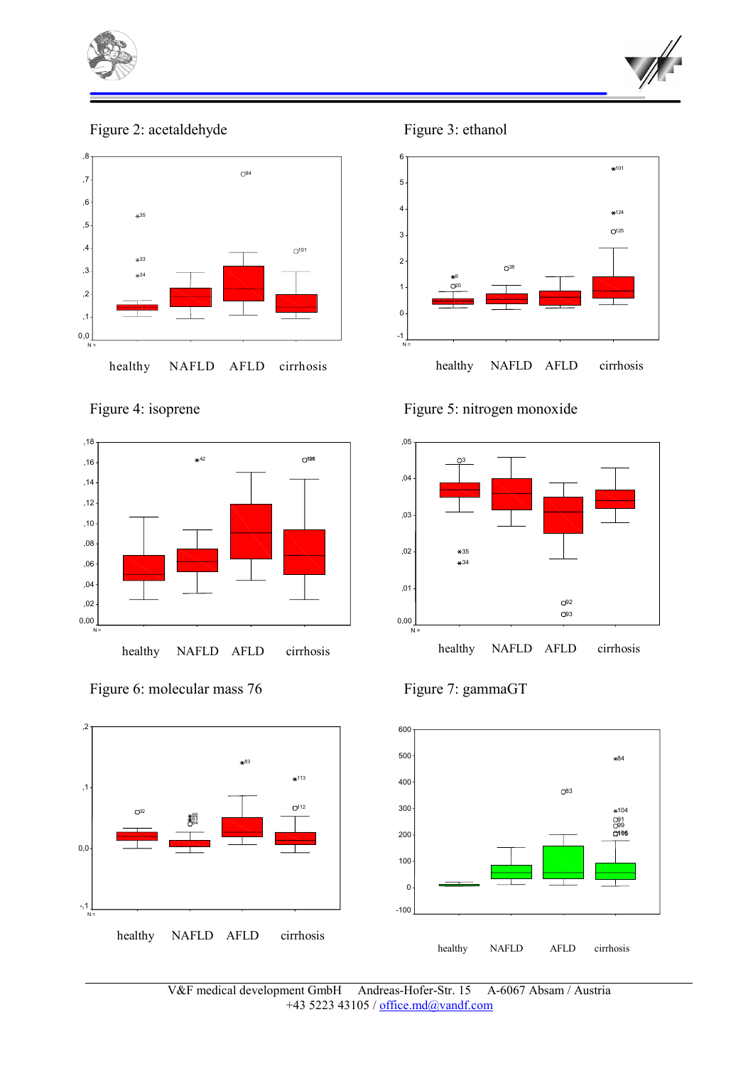Figure 2: acetaldehyde

healthy NAFLD AFLD cirrhosis

Figure 3: ethanol

healthy NAFLD AFLD cirrhosis

Figure 4: isoprene

healthy NAFLD AFLD cirrhosis

Figure 5: nitrogen monoxide

healthy NAFLD AFLD cirrhosis

Figure 6: molecular mass 76

healthy NAFLD AFLD cirrhosis

Figure 7: gammaGT

healthy NAFLD AFLD cirrhosis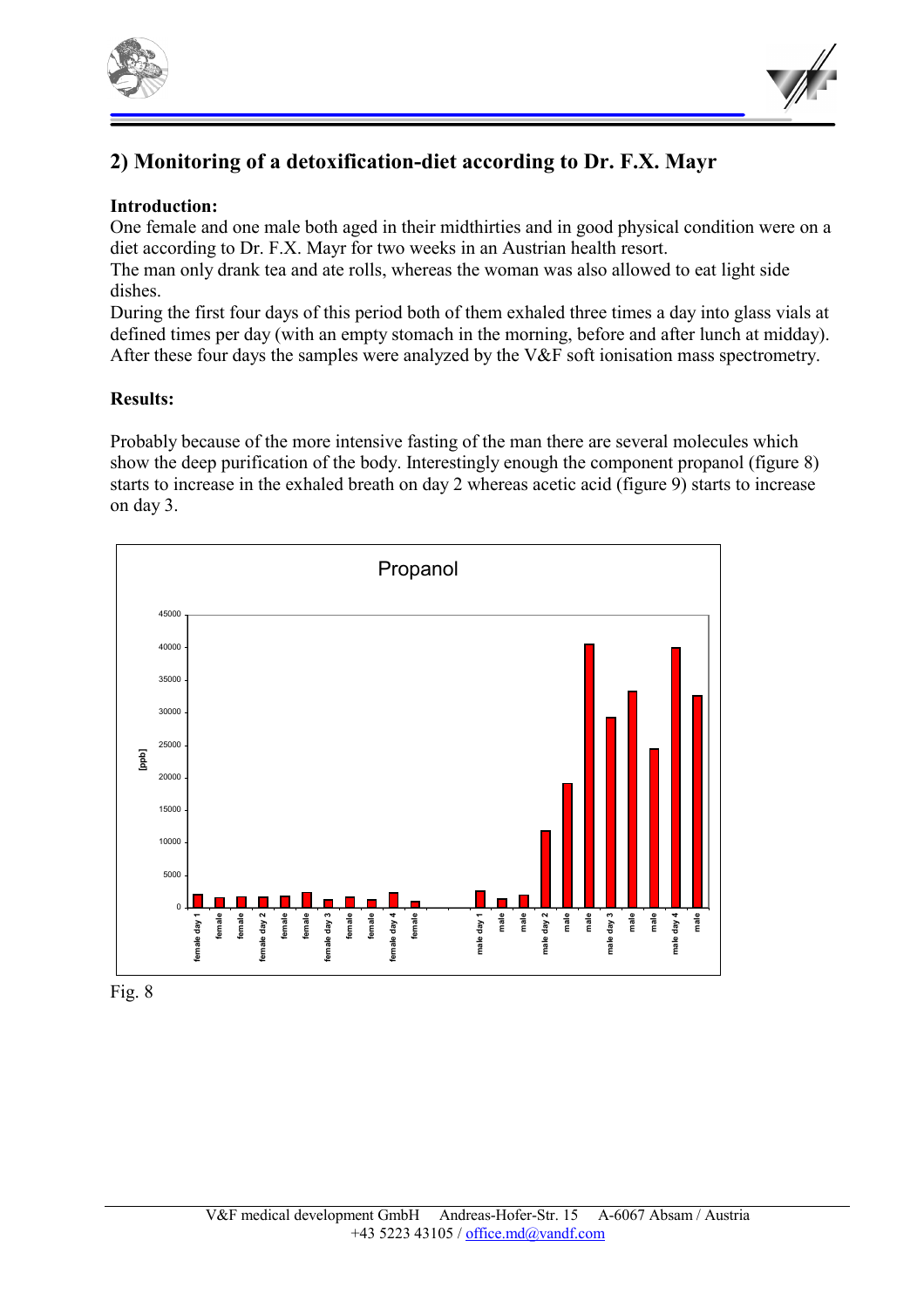## 2) Monitoring of a detoxification-diet according to Dr. F.X. Mayr

**Introduction:**

One female and one male both aged in their midthirties and in good physical condition were on a diet according to Dr. F.X. Mayr for two weeks in an Austrian health resort.
The man only drank tea and ate rolls, whereas the woman was also allowed to eat light side dishes.
During the first four days of this period both of them exhaled three times a day into glass vials at defined times per day (with an empty stomach in the morning, before and after lunch at midday).
After these four days the samples were analyzed by the V&F soft ionisation mass spectrometry.

**Results:**

Probably because of the more intensive fasting of the man there are several molecules which show the deep purification of the body. Interestingly enough the component propanol (figure 8) starts to increase in the exhaled breath on day 2 whereas acetic acid (figure 9) starts to increase on day 3.

Fig. 8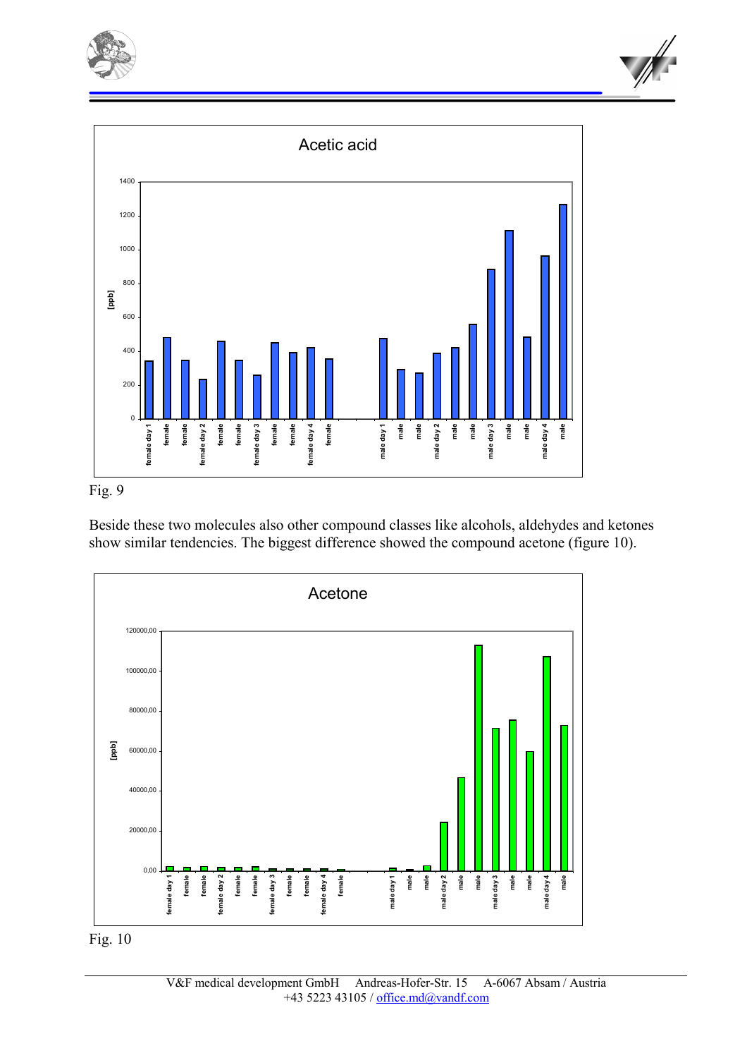Fig. 9

Beside these two molecules also other compound classes like alcohols, aldehydes and ketones show similar tendencies. The biggest difference showed the compound acetone (figure 10).

Fig. 10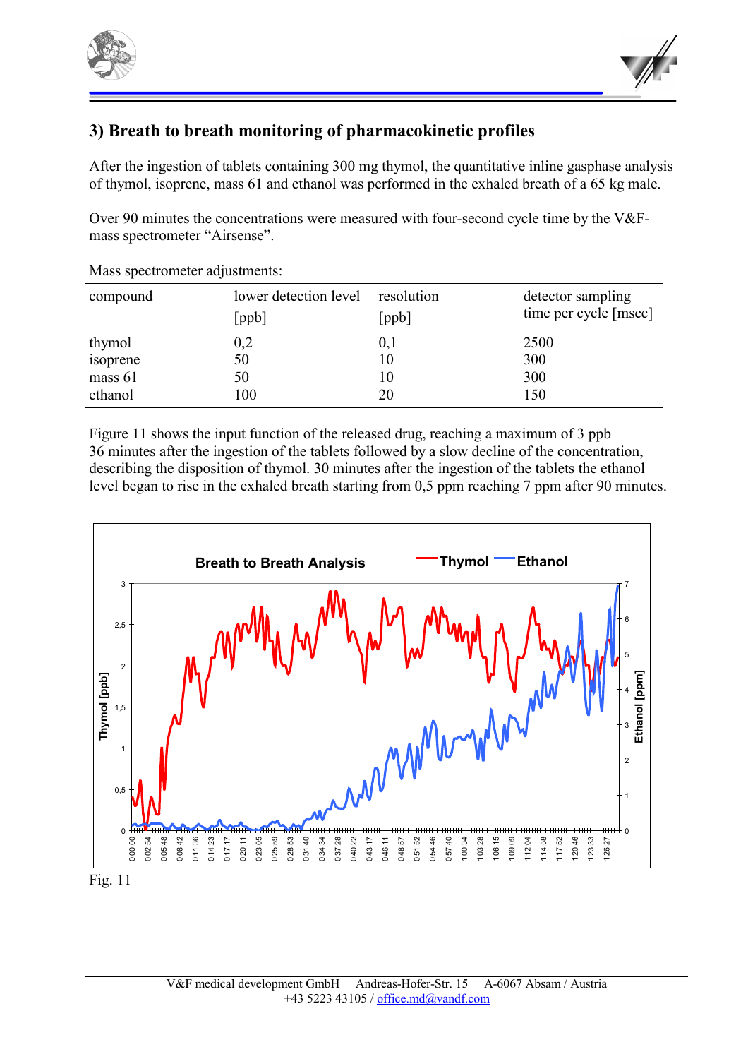## 3) Breath to breath monitoring of pharmacokinetic profiles

After the ingestion of tablets containing 300 mg thymol, the quantitative inline gasphase analysis of thymol, isoprene, mass 61 and ethanol was performed in the exhaled breath of a 65 kg male.

Over 90 minutes the concentrations were measured with four-second cycle time by the V&F-mass spectrometer "Airsense".

Mass spectrometer adjustments:

| compound | lower detection level [ppb] | resolution [ppb] | detector sampling time per cycle [msec] |
|---|---|---|---|
| thymol | 0,2 | 0,1 | 2500 |
| isoprene | 50 | 10 | 300 |
| mass 61 | 50 | 10 | 300 |
| ethanol | 100 | 20 | 150 |

Figure 11 shows the input function of the released drug, reaching a maximum of 3 ppb 36 minutes after the ingestion of the tablets followed by a slow decline of the concentration, describing the disposition of thymol. 30 minutes after the ingestion of the tablets the ethanol level began to rise in the exhaled breath starting from 0,5 ppm reaching 7 ppm after 90 minutes.

Fig. 11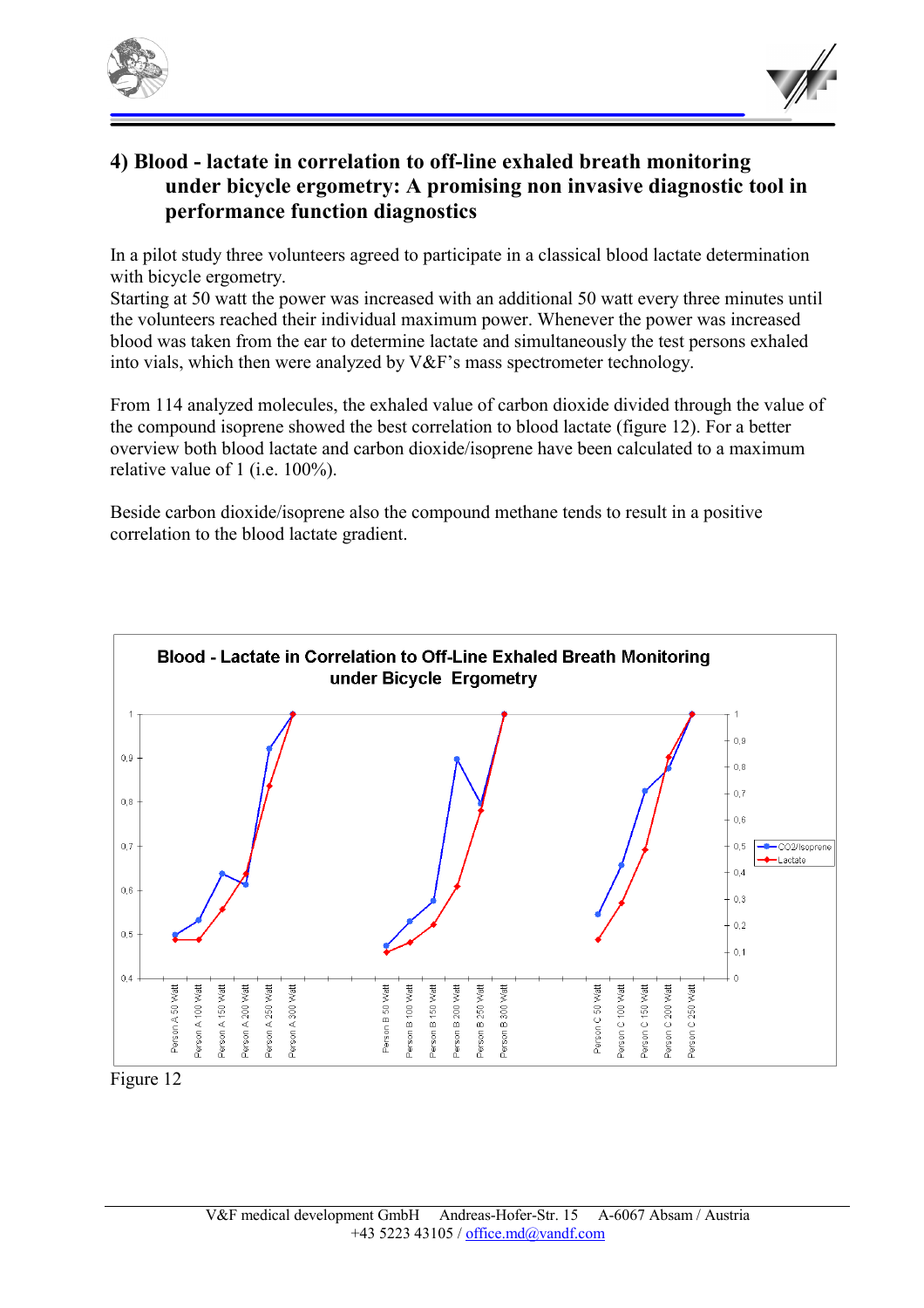## 4) Blood - lactate in correlation to off-line exhaled breath monitoring under bicycle ergometry: A promising non invasive diagnostic tool in performance function diagnostics

In a pilot study three volunteers agreed to participate in a classical blood lactate determination with bicycle ergometry.
Starting at 50 watt the power was increased with an additional 50 watt every three minutes until the volunteers reached their individual maximum power. Whenever the power was increased blood was taken from the ear to determine lactate and simultaneously the test persons exhaled into vials, which then were analyzed by V&F's mass spectrometer technology.

From 114 analyzed molecules, the exhaled value of carbon dioxide divided through the value of the compound isoprene showed the best correlation to blood lactate (figure 12). For a better overview both blood lactate and carbon dioxide/isoprene have been calculated to a maximum relative value of 1 (i.e. 100%).

Beside carbon dioxide/isoprene also the compound methane tends to result in a positive correlation to the blood lactate gradient.

Figure 12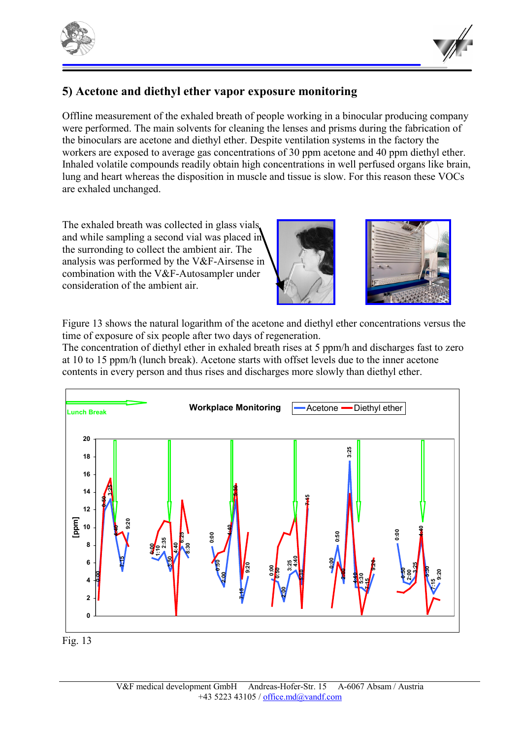## 5) Acetone and diethyl ether vapor exposure monitoring

Offline measurement of the exhaled breath of people working in a binocular producing company were performed. The main solvents for cleaning the lenses and prisms during the fabrication of the binoculars are acetone and diethyl ether. Despite ventilation systems in the factory the workers are exposed to average gas concentrations of 30 ppm acetone and 40 ppm diethyl ether. Inhaled volatile compounds readily obtain high concentrations in well perfused organs like brain, lung and heart whereas the disposition in muscle and tissue is slow. For this reason these VOCs are exhaled unchanged.

The exhaled breath was collected in glass vials, and while sampling a second vial was placed in the surronding to collect the ambient air. The analysis was performed by the V&F-Airsense in combination with the V&F-Autosampler under consideration of the ambient air.

Figure 13 shows the natural logarithm of the acetone and diethyl ether concentrations versus the time of exposure of six people after two days of regeneration.
The concentration of diethyl ether in exhaled breath rises at 5 ppm/h and discharges fast to zero at 10 to 15 ppm/h (lunch break). Acetone starts with offset levels due to the inner acetone contents in every person and thus rises and discharges more slowly than diethyl ether.

Fig. 13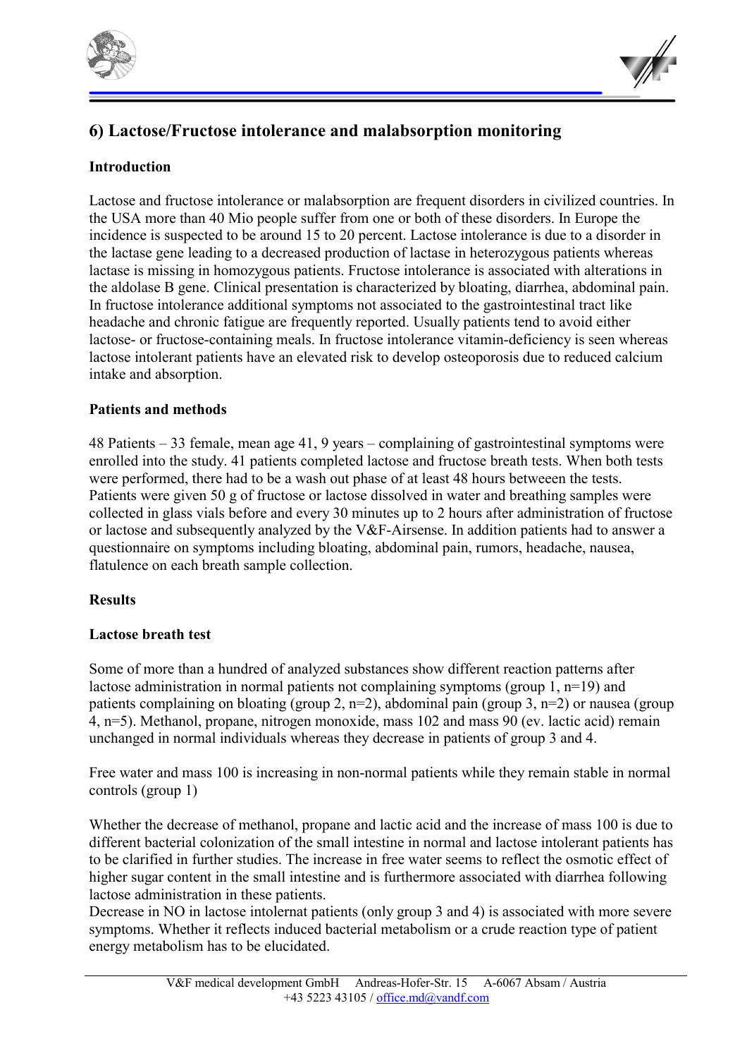## 6) Lactose/Fructose intolerance and malabsorption monitoring

### Introduction

Lactose and fructose intolerance or malabsorption are frequent disorders in civilized countries. In the USA more than 40 Mio people suffer from one or both of these disorders. In Europe the incidence is suspected to be around 15 to 20 percent. Lactose intolerance is due to a disorder in the lactase gene leading to a decreased production of lactase in heterozygous patients whereas lactase is missing in homozygous patients. Fructose intolerance is associated with alterations in the aldolase B gene. Clinical presentation is characterized by bloating, diarrhea, abdominal pain. In fructose intolerance additional symptoms not associated to the gastrointestinal tract like headache and chronic fatigue are frequently reported. Usually patients tend to avoid either lactose- or fructose-containing meals. In fructose intolerance vitamin-deficiency is seen whereas lactose intolerant patients have an elevated risk to develop osteoporosis due to reduced calcium intake and absorption.

### Patients and methods

48 Patients – 33 female, mean age 41, 9 years – complaining of gastrointestinal symptoms were enrolled into the study. 41 patients completed lactose and fructose breath tests. When both tests were performed, there had to be a wash out phase of at least 48 hours betweeen the tests. Patients were given 50 g of fructose or lactose dissolved in water and breathing samples were collected in glass vials before and every 30 minutes up to 2 hours after administration of fructose or lactose and subsequently analyzed by the V&F-Airsense. In addition patients had to answer a questionnaire on symptoms including bloating, abdominal pain, rumors, headache, nausea, flatulence on each breath sample collection.

### Results

#### Lactose breath test

Some of more than a hundred of analyzed substances show different reaction patterns after lactose administration in normal patients not complaining symptoms (group 1, n=19) and patients complaining on bloating (group 2, n=2), abdominal pain (group 3, n=2) or nausea (group 4, n=5). Methanol, propane, nitrogen monoxide, mass 102 and mass 90 (ev. lactic acid) remain unchanged in normal individuals whereas they decrease in patients of group 3 and 4.

Free water and mass 100 is increasing in non-normal patients while they remain stable in normal controls (group 1)

Whether the decrease of methanol, propane and lactic acid and the increase of mass 100 is due to different bacterial colonization of the small intestine in normal and lactose intolerant patients has to be clarified in further studies. The increase in free water seems to reflect the osmotic effect of higher sugar content in the small intestine and is furthermore associated with diarrhea following lactose administration in these patients.
Decrease in NO in lactose intolernat patients (only group 3 and 4) is associated with more severe symptoms. Whether it reflects induced bacterial metabolism or a crude reaction type of patient energy metabolism has to be elucidated.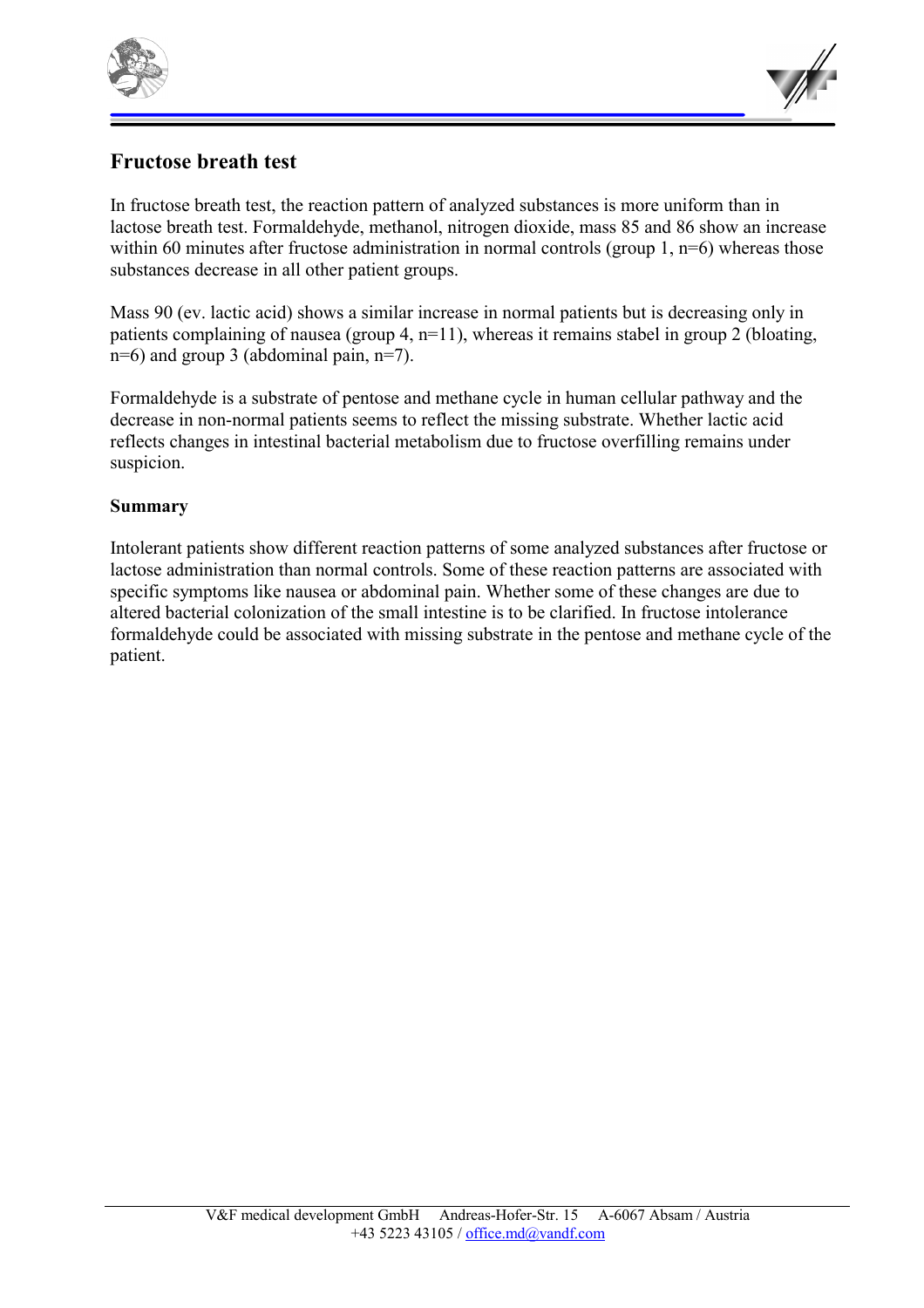## Fructose breath test

In fructose breath test, the reaction pattern of analyzed substances is more uniform than in lactose breath test. Formaldehyde, methanol, nitrogen dioxide, mass 85 and 86 show an increase within 60 minutes after fructose administration in normal controls (group 1, n=6) whereas those substances decrease in all other patient groups.

Mass 90 (ev. lactic acid) shows a similar increase in normal patients but is decreasing only in patients complaining of nausea (group 4, n=11), whereas it remains stabel in group 2 (bloating, n=6) and group 3 (abdominal pain, n=7).

Formaldehyde is a substrate of pentose and methane cycle in human cellular pathway and the decrease in non-normal patients seems to reflect the missing substrate. Whether lactic acid reflects changes in intestinal bacterial metabolism due to fructose overfilling remains under suspicion.

### Summary

Intolerant patients show different reaction patterns of some analyzed substances after fructose or lactose administration than normal controls. Some of these reaction patterns are associated with specific symptoms like nausea or abdominal pain. Whether some of these changes are due to altered bacterial colonization of the small intestine is to be clarified. In fructose intolerance formaldehyde could be associated with missing substrate in the pentose and methane cycle of the patient.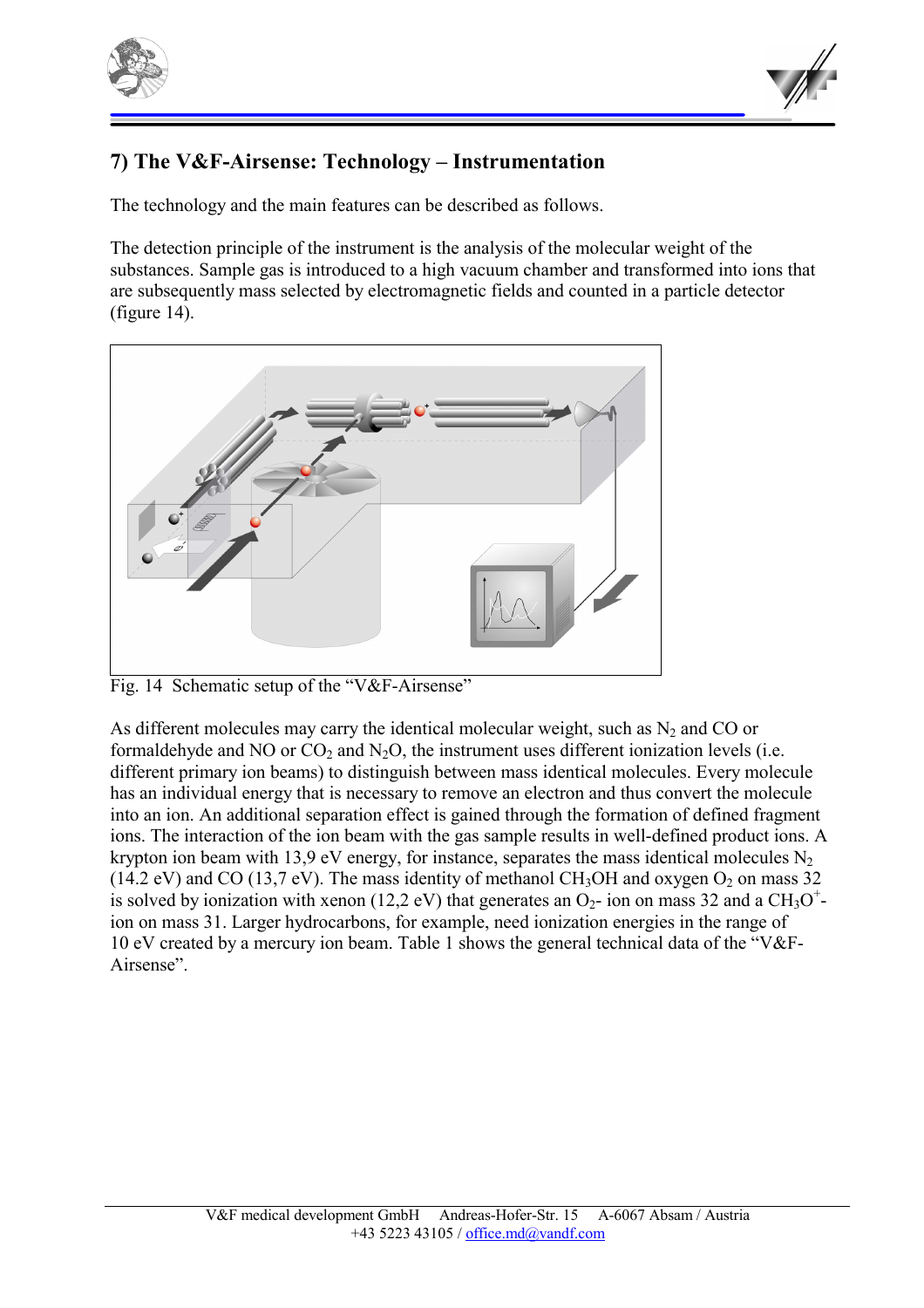## 7) The V&F-Airsense: Technology – Instrumentation

The technology and the main features can be described as follows.

The detection principle of the instrument is the analysis of the molecular weight of the substances. Sample gas is introduced to a high vacuum chamber and transformed into ions that are subsequently mass selected by electromagnetic fields and counted in a particle detector (figure 14).

Fig. 14 Schematic setup of the "V&F-Airsense"

As different molecules may carry the identical molecular weight, such as $N_2$ and CO or formaldehyde and NO or $CO_2$ and $N_2O$, the instrument uses different ionization levels (i.e. different primary ion beams) to distinguish between mass identical molecules. Every molecule has an individual energy that is necessary to remove an electron and thus convert the molecule into an ion. An additional separation effect is gained through the formation of defined fragment ions. The interaction of the ion beam with the gas sample results in well-defined product ions. A krypton ion beam with 13,9 eV energy, for instance, separates the mass identical molecules $N_2$ (14.2 eV) and CO (13,7 eV). The mass identity of methanol $CH_3OH$ and oxygen $O_2$ on mass 32 is solved by ionization with xenon (12,2 eV) that generates an $O_2$- ion on mass 32 and a $CH_3O^+$-ion on mass 31. Larger hydrocarbons, for example, need ionization energies in the range of 10 eV created by a mercury ion beam. Table 1 shows the general technical data of the "V&F-Airsense".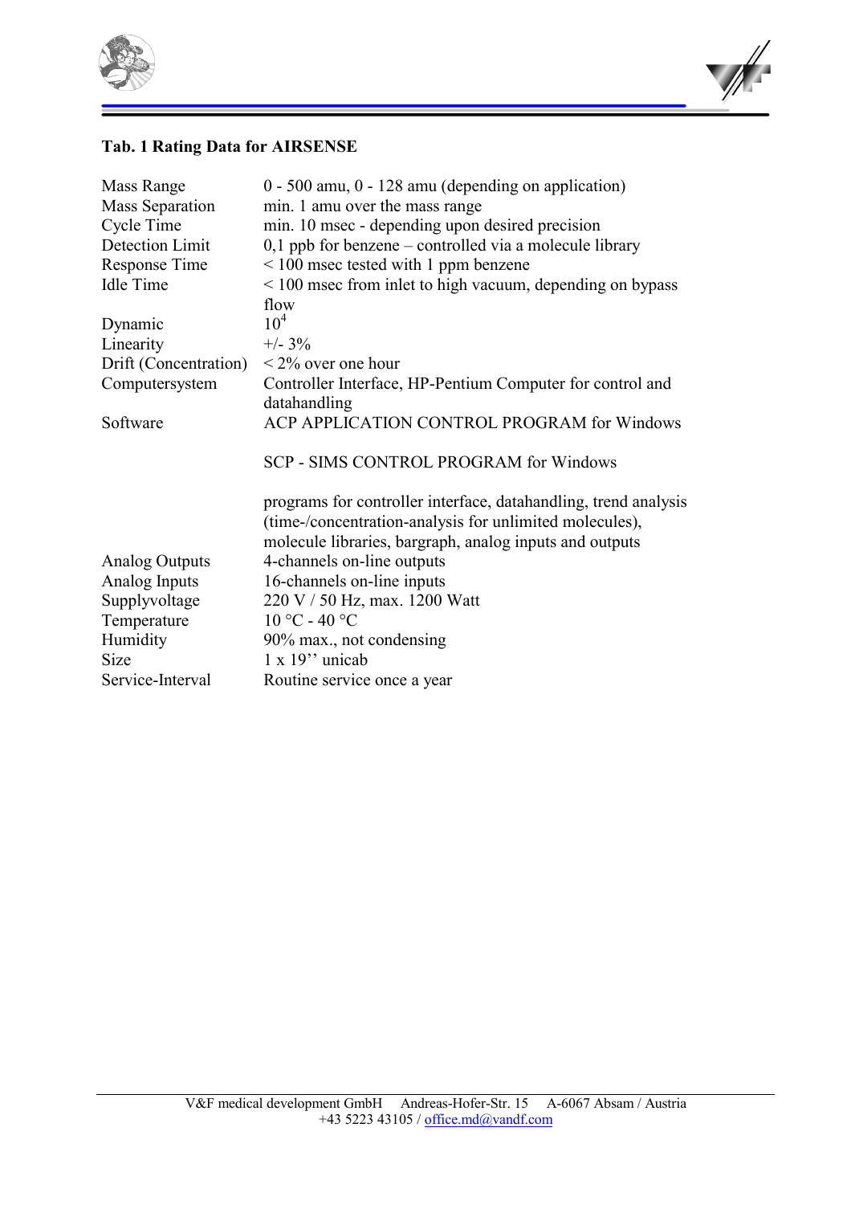**Tab. 1 Rating Data for AIRSENSE**

| | |
|---|---|
| Mass Range | 0 - 500 amu, 0 - 128 amu (depending on application) |
| Mass Separation | min. 1 amu over the mass range |
| Cycle Time | min. 10 msec - depending upon desired precision |
| Detection Limit | 0,1 ppb for benzene – controlled via a molecule library |
| Response Time | < 100 msec tested with 1 ppm benzene |
| Idle Time | < 100 msec from inlet to high vacuum, depending on bypass flow |
| Dynamic | $10^4$ |
| Linearity | +/- 3% |
| Drift (Concentration) | < 2% over one hour |
| Computersystem | Controller Interface, HP-Pentium Computer for control and datahandling |
| Software | ACP APPLICATION CONTROL PROGRAM for Windows<br><br>SCP - SIMS CONTROL PROGRAM for Windows<br><br>programs for controller interface, datahandling, trend analysis (time-/concentration-analysis for unlimited molecules), molecule libraries, bargraph, analog inputs and outputs |
| Analog Outputs | 4-channels on-line outputs |
| Analog Inputs | 16-channels on-line inputs |
| Supplyvoltage | 220 V / 50 Hz, max. 1200 Watt |
| Temperature | 10 °C - 40 °C |
| Humidity | 90% max., not condensing |
| Size | 1 x 19'' unicab |
| Service-Interval | Routine service once a year |

V&F medical development GmbH Andreas-Hofer-Str. 15 A-6067 Absam / Austria
+43 5223 43105 / office.md@vandf.com